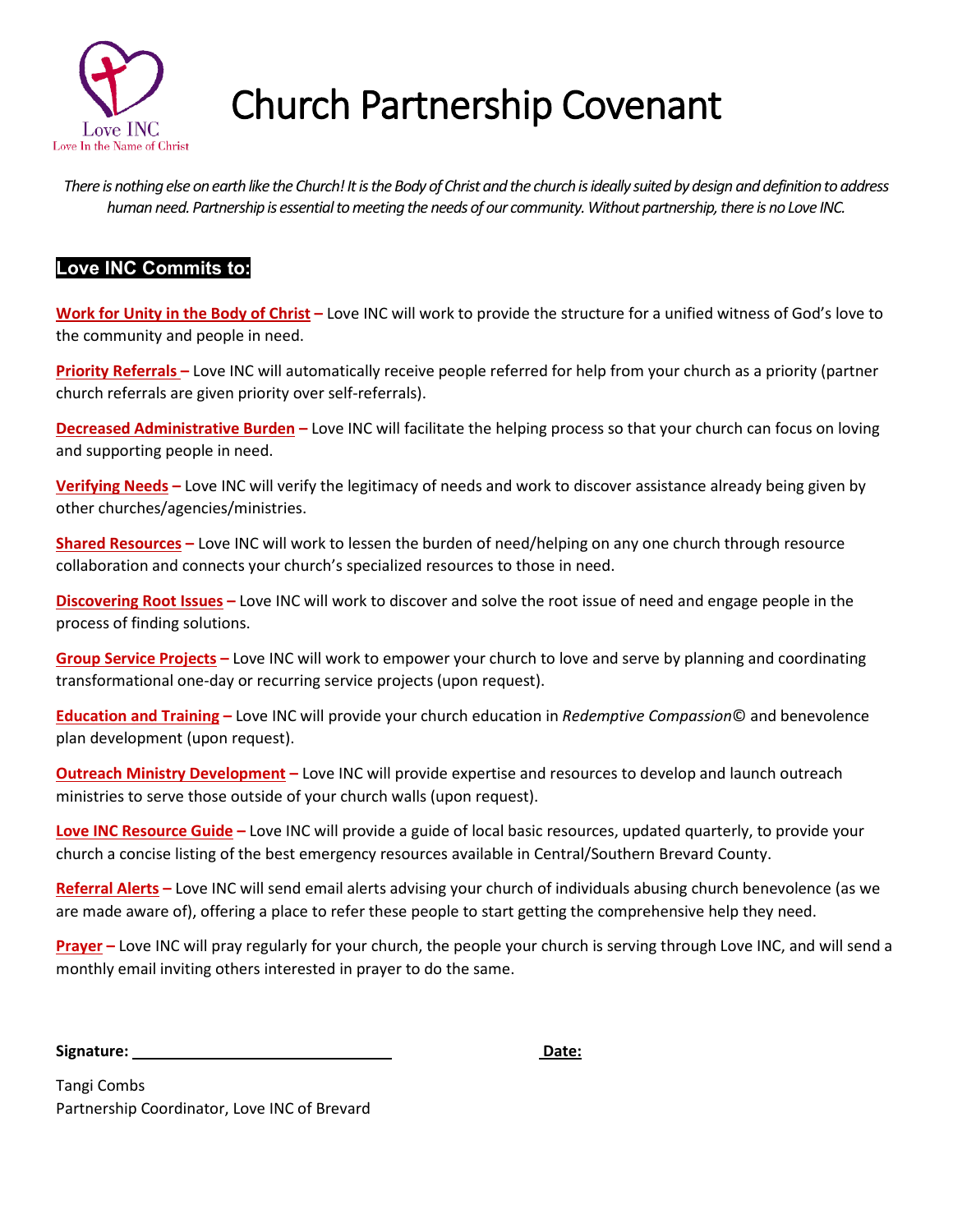Love INC
Love In the Name of Christ

# Church Partnership Covenant

*There is nothing else on earth like the Church! It is the Body of Christ and the church is ideally suited by design and definition to address human need. Partnership is essential to meeting the needs of our community. Without partnership, there is no Love INC.*

## Love INC Commits to:

**Work for Unity in the Body of Christ –** Love INC will work to provide the structure for a unified witness of God's love to the community and people in need.

**Priority Referrals –** Love INC will automatically receive people referred for help from your church as a priority (partner church referrals are given priority over self-referrals).

**Decreased Administrative Burden –** Love INC will facilitate the helping process so that your church can focus on loving and supporting people in need.

**Verifying Needs –** Love INC will verify the legitimacy of needs and work to discover assistance already being given by other churches/agencies/ministries.

**Shared Resources –** Love INC will work to lessen the burden of need/helping on any one church through resource collaboration and connects your church's specialized resources to those in need.

**Discovering Root Issues –** Love INC will work to discover and solve the root issue of need and engage people in the process of finding solutions.

**Group Service Projects –** Love INC will work to empower your church to love and serve by planning and coordinating transformational one-day or recurring service projects (upon request).

**Education and Training –** Love INC will provide your church education in *Redemptive Compassion©* and benevolence plan development (upon request).

**Outreach Ministry Development –** Love INC will provide expertise and resources to develop and launch outreach ministries to serve those outside of your church walls (upon request).

**Love INC Resource Guide –** Love INC will provide a guide of local basic resources, updated quarterly, to provide your church a concise listing of the best emergency resources available in Central/Southern Brevard County.

**Referral Alerts –** Love INC will send email alerts advising your church of individuals abusing church benevolence (as we are made aware of), offering a place to refer these people to start getting the comprehensive help they need.

**Prayer –** Love INC will pray regularly for your church, the people your church is serving through Love INC, and will send a monthly email inviting others interested in prayer to do the same.

**Signature:** ______________________________ **Date:**

Tangi Combs
Partnership Coordinator, Love INC of Brevard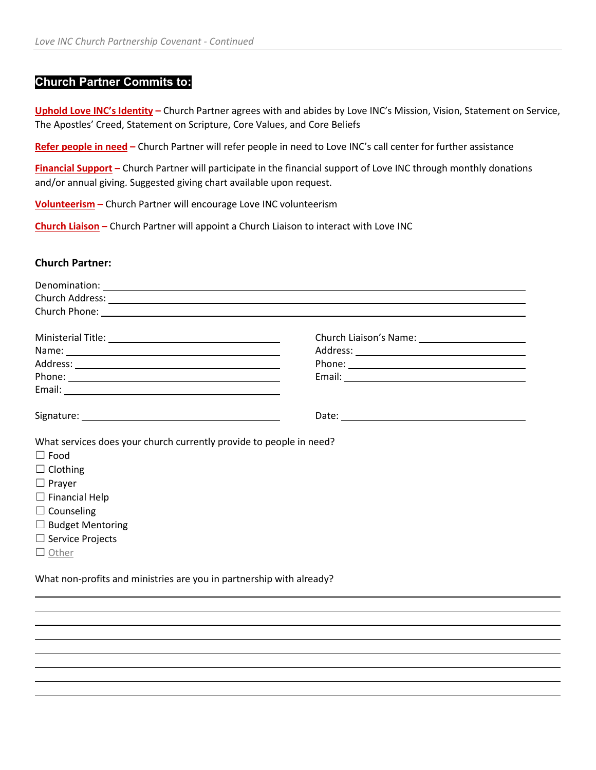## Church Partner Commits to:

**Uphold Love INC's Identity** – Church Partner agrees with and abides by Love INC's Mission, Vision, Statement on Service, The Apostles' Creed, Statement on Scripture, Core Values, and Core Beliefs

**Refer people in need** – Church Partner will refer people in need to Love INC's call center for further assistance

**Financial Support** – Church Partner will participate in the financial support of Love INC through monthly donations and/or annual giving. Suggested giving chart available upon request.

**Volunteerism** – Church Partner will encourage Love INC volunteerism

**Church Liaison** – Church Partner will appoint a Church Liaison to interact with Love INC

**Church Partner:**

Denomination: ______________________________
Church Address: ______________________________
Church Phone: ______________________________

Ministerial Title: ______________________
Name: ______________________
Address: ______________________
Phone: ______________________
Email: ______________________

Church Liaison's Name: ______________________
Address: ______________________
Phone: ______________________
Email: ______________________

Signature: ______________________

Date: ______________________

What services does your church currently provide to people in need?

☐ Food
☐ Clothing
☐ Prayer
☐ Financial Help
☐ Counseling
☐ Budget Mentoring
☐ Service Projects
☐ Other

What non-profits and ministries are you in partnership with already?

______________________________________________________________

______________________________________________________________

______________________________________________________________

______________________________________________________________

______________________________________________________________

______________________________________________________________

______________________________________________________________

______________________________________________________________